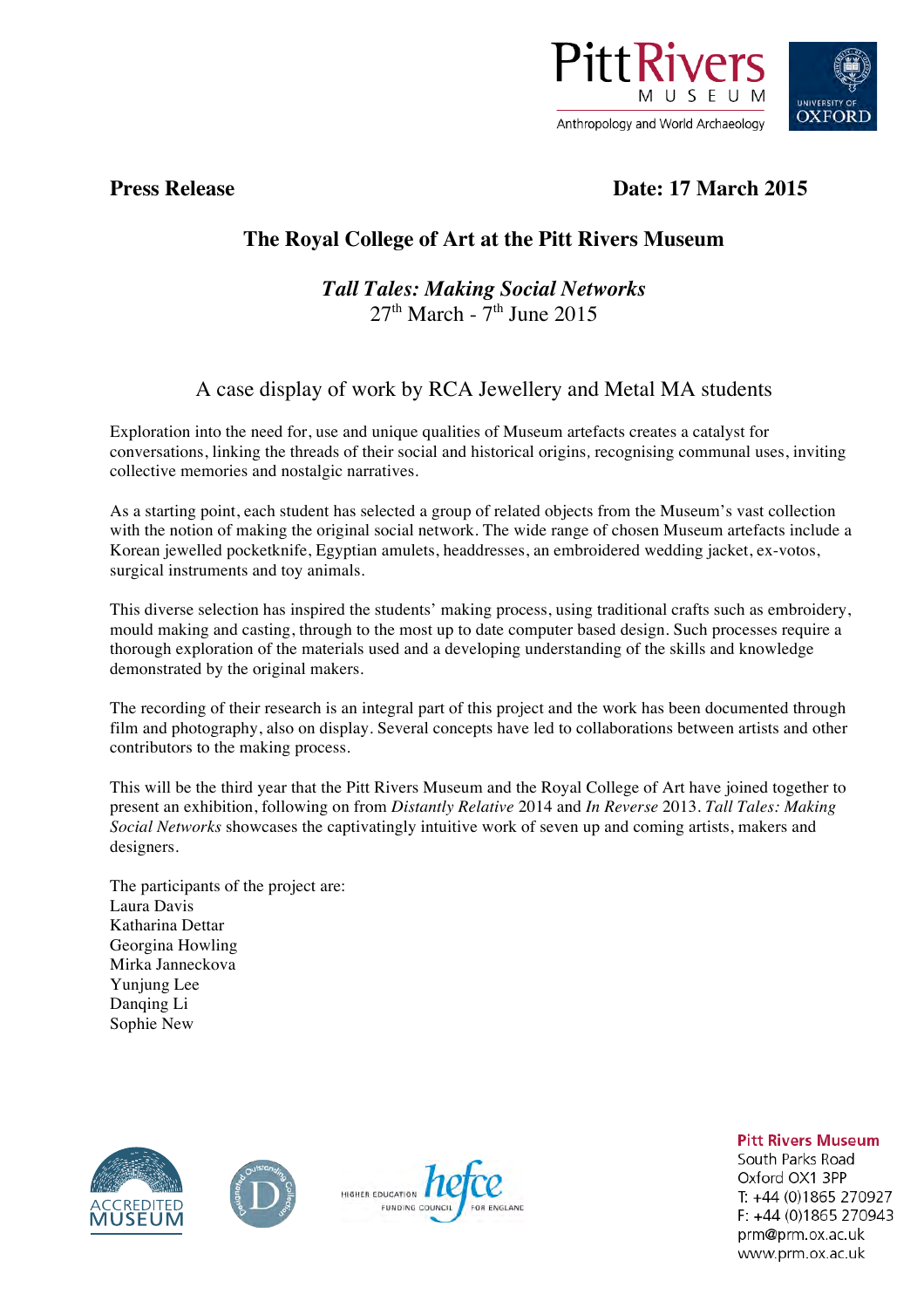**Press Release** **Date: 17 March 2015**

# The Royal College of Art at the Pitt Rivers Museum

## *Tall Tales: Making Social Networks*

27th March - 7th June 2015

### A case display of work by RCA Jewellery and Metal MA students

Exploration into the need for, use and unique qualities of Museum artefacts creates a catalyst for conversations, linking the threads of their social and historical origins, recognising communal uses, inviting collective memories and nostalgic narratives.

As a starting point, each student has selected a group of related objects from the Museum's vast collection with the notion of making the original social network. The wide range of chosen Museum artefacts include a Korean jewelled pocketknife, Egyptian amulets, headdresses, an embroidered wedding jacket, ex-votos, surgical instruments and toy animals.

This diverse selection has inspired the students' making process, using traditional crafts such as embroidery, mould making and casting, through to the most up to date computer based design. Such processes require a thorough exploration of the materials used and a developing understanding of the skills and knowledge demonstrated by the original makers.

The recording of their research is an integral part of this project and the work has been documented through film and photography, also on display. Several concepts have led to collaborations between artists and other contributors to the making process.

This will be the third year that the Pitt Rivers Museum and the Royal College of Art have joined together to present an exhibition, following on from *Distantly Relative* 2014 and *In Reverse* 2013. *Tall Tales: Making Social Networks* showcases the captivatingly intuitive work of seven up and coming artists, makers and designers.

The participants of the project are:
Laura Davis
Katharina Dettar
Georgina Howling
Mirka Janneckova
Yunjung Lee
Danqing Li
Sophie New

**Pitt Rivers Museum**
South Parks Road
Oxford OX1 3PP
T: +44 (0)1865 270927
F: +44 (0)1865 270943
prm@prm.ox.ac.uk
www.prm.ox.ac.uk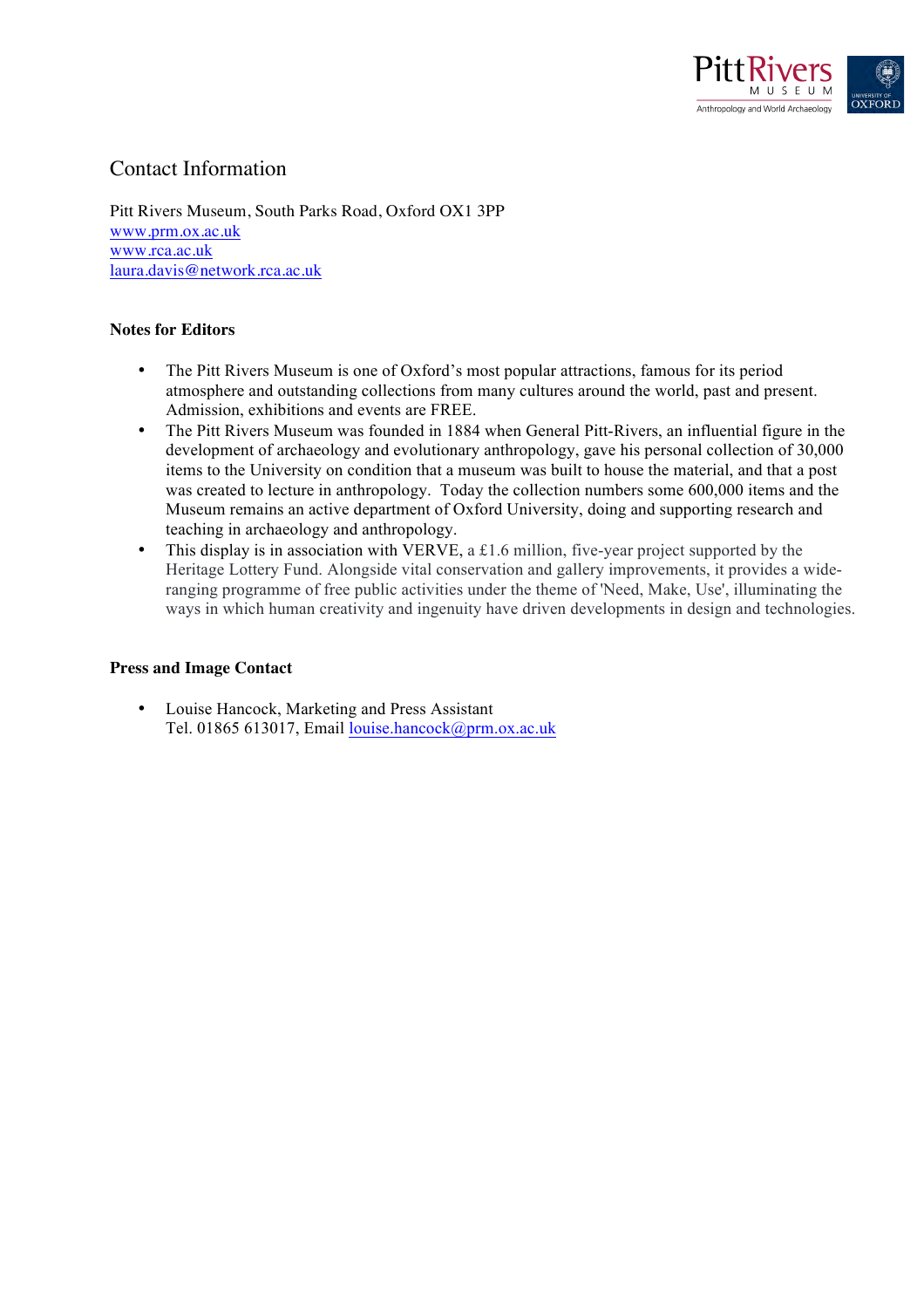## Contact Information

Pitt Rivers Museum, South Parks Road, Oxford OX1 3PP
www.prm.ox.ac.uk
www.rca.ac.uk
laura.davis@network.rca.ac.uk

### Notes for Editors

- The Pitt Rivers Museum is one of Oxford's most popular attractions, famous for its period atmosphere and outstanding collections from many cultures around the world, past and present. Admission, exhibitions and events are FREE.
- The Pitt Rivers Museum was founded in 1884 when General Pitt-Rivers, an influential figure in the development of archaeology and evolutionary anthropology, gave his personal collection of 30,000 items to the University on condition that a museum was built to house the material, and that a post was created to lecture in anthropology. Today the collection numbers some 600,000 items and the Museum remains an active department of Oxford University, doing and supporting research and teaching in archaeology and anthropology.
- This display is in association with VERVE, a £1.6 million, five-year project supported by the Heritage Lottery Fund. Alongside vital conservation and gallery improvements, it provides a wide-ranging programme of free public activities under the theme of 'Need, Make, Use', illuminating the ways in which human creativity and ingenuity have driven developments in design and technologies.

### Press and Image Contact

- Louise Hancock, Marketing and Press Assistant
  Tel. 01865 613017, Email louise.hancock@prm.ox.ac.uk